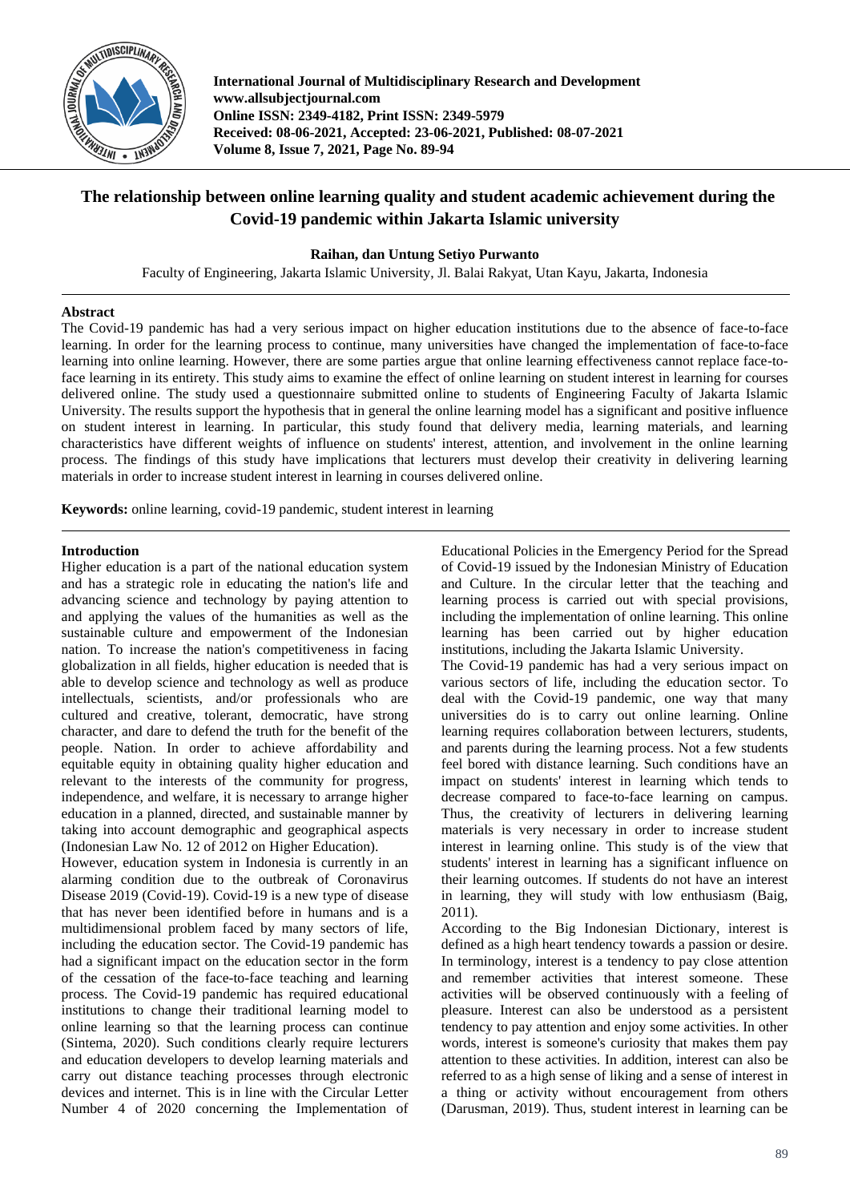International Journal of Multidisciplinary Research and Development
www.allsubjectjournal.com
Online ISSN: 2349-4182, Print ISSN: 2349-5979
Received: 08-06-2021, Accepted: 23-06-2021, Published: 08-07-2021
Volume 8, Issue 7, 2021, Page No. 89-94

# The relationship between online learning quality and student academic achievement during the Covid-19 pandemic within Jakarta Islamic university

**Raihan, dan Untung Setiyo Purwanto**

Faculty of Engineering, Jakarta Islamic University, Jl. Balai Rakyat, Utan Kayu, Jakarta, Indonesia

## Abstract

The Covid-19 pandemic has had a very serious impact on higher education institutions due to the absence of face-to-face learning. In order for the learning process to continue, many universities have changed the implementation of face-to-face learning into online learning. However, there are some parties argue that online learning effectiveness cannot replace face-to-face learning in its entirety. This study aims to examine the effect of online learning on student interest in learning for courses delivered online. The study used a questionnaire submitted online to students of Engineering Faculty of Jakarta Islamic University. The results support the hypothesis that in general the online learning model has a significant and positive influence on student interest in learning. In particular, this study found that delivery media, learning materials, and learning characteristics have different weights of influence on students' interest, attention, and involvement in the online learning process. The findings of this study have implications that lecturers must develop their creativity in delivering learning materials in order to increase student interest in learning in courses delivered online.

**Keywords:** online learning, covid-19 pandemic, student interest in learning

## Introduction

Higher education is a part of the national education system and has a strategic role in educating the nation's life and advancing science and technology by paying attention to and applying the values of the humanities as well as the sustainable culture and empowerment of the Indonesian nation. To increase the nation's competitiveness in facing globalization in all fields, higher education is needed that is able to develop science and technology as well as produce intellectuals, scientists, and/or professionals who are cultured and creative, tolerant, democratic, have strong character, and dare to defend the truth for the benefit of the people. Nation. In order to achieve affordability and equitable equity in obtaining quality higher education and relevant to the interests of the community for progress, independence, and welfare, it is necessary to arrange higher education in a planned, directed, and sustainable manner by taking into account demographic and geographical aspects (Indonesian Law No. 12 of 2012 on Higher Education).

However, education system in Indonesia is currently in an alarming condition due to the outbreak of Coronavirus Disease 2019 (Covid-19). Covid-19 is a new type of disease that has never been identified before in humans and is a multidimensional problem faced by many sectors of life, including the education sector. The Covid-19 pandemic has had a significant impact on the education sector in the form of the cessation of the face-to-face teaching and learning process. The Covid-19 pandemic has required educational institutions to change their traditional learning model to online learning so that the learning process can continue (Sintema, 2020). Such conditions clearly require lecturers and education developers to develop learning materials and carry out distance teaching processes through electronic devices and internet. This is in line with the Circular Letter Number 4 of 2020 concerning the Implementation of Educational Policies in the Emergency Period for the Spread of Covid-19 issued by the Indonesian Ministry of Education and Culture. In the circular letter that the teaching and learning process is carried out with special provisions, including the implementation of online learning. This online learning has been carried out by higher education institutions, including the Jakarta Islamic University.

The Covid-19 pandemic has had a very serious impact on various sectors of life, including the education sector. To deal with the Covid-19 pandemic, one way that many universities do is to carry out online learning. Online learning requires collaboration between lecturers, students, and parents during the learning process. Not a few students feel bored with distance learning. Such conditions have an impact on students' interest in learning which tends to decrease compared to face-to-face learning on campus. Thus, the creativity of lecturers in delivering learning materials is very necessary in order to increase student interest in learning online. This study is of the view that students' interest in learning has a significant influence on their learning outcomes. If students do not have an interest in learning, they will study with low enthusiasm (Baig, 2011).

According to the Big Indonesian Dictionary, interest is defined as a high heart tendency towards a passion or desire. In terminology, interest is a tendency to pay close attention and remember activities that interest someone. These activities will be observed continuously with a feeling of pleasure. Interest can also be understood as a persistent tendency to pay attention and enjoy some activities. In other words, interest is someone's curiosity that makes them pay attention to these activities. In addition, interest can also be referred to as a high sense of liking and a sense of interest in a thing or activity without encouragement from others (Darusman, 2019). Thus, student interest in learning can be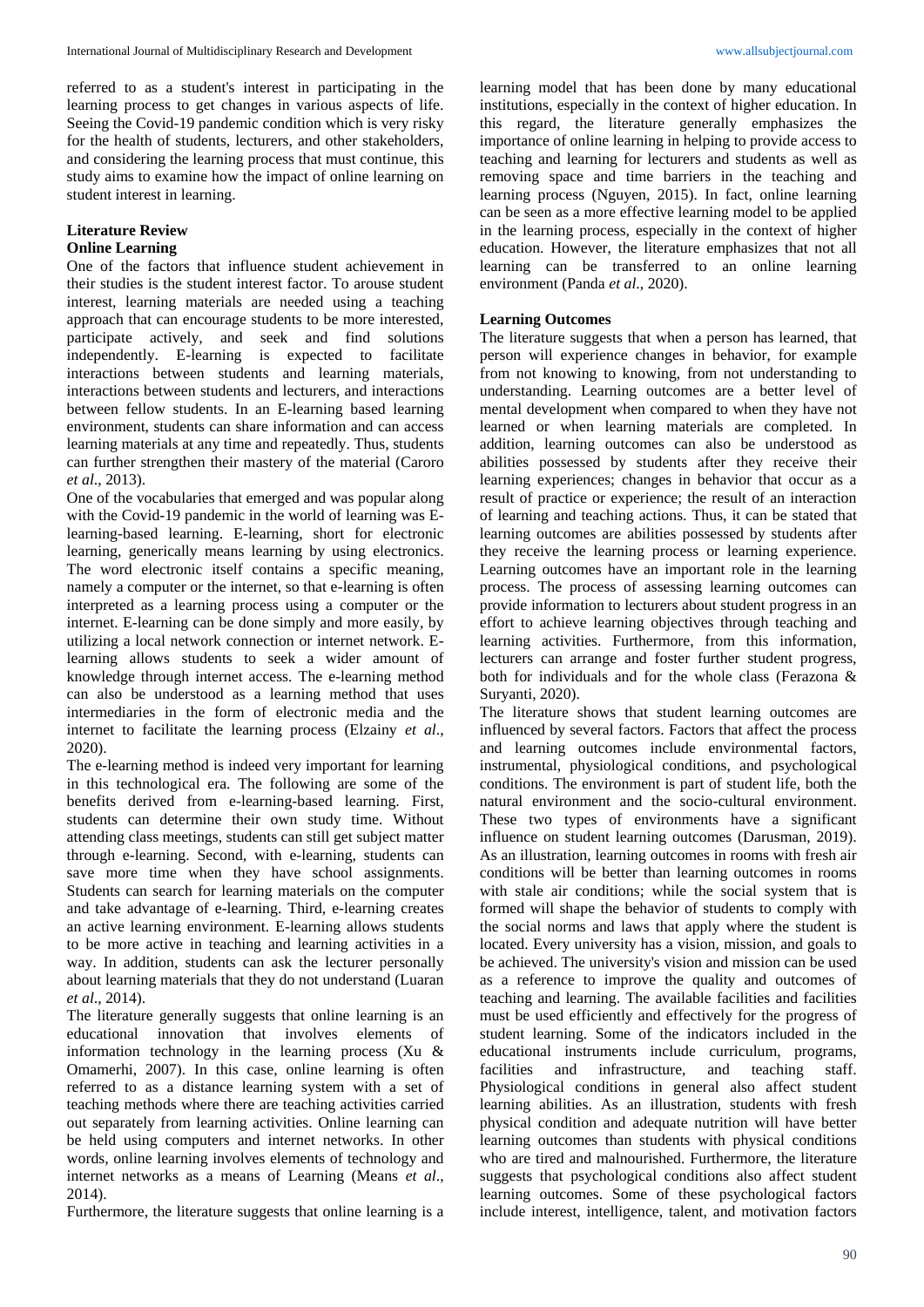referred to as a student's interest in participating in the learning process to get changes in various aspects of life. Seeing the Covid-19 pandemic condition which is very risky for the health of students, lecturers, and other stakeholders, and considering the learning process that must continue, this study aims to examine how the impact of online learning on student interest in learning.

## Literature Review

### Online Learning

One of the factors that influence student achievement in their studies is the student interest factor. To arouse student interest, learning materials are needed using a teaching approach that can encourage students to be more interested, participate actively, and seek and find solutions independently. E-learning is expected to facilitate interactions between students and learning materials, interactions between students and lecturers, and interactions between fellow students. In an E-learning based learning environment, students can share information and can access learning materials at any time and repeatedly. Thus, students can further strengthen their mastery of the material (Caroro *et al*., 2013).

One of the vocabularies that emerged and was popular along with the Covid-19 pandemic in the world of learning was E-learning-based learning. E-learning, short for electronic learning, generically means learning by using electronics. The word electronic itself contains a specific meaning, namely a computer or the internet, so that e-learning is often interpreted as a learning process using a computer or the internet. E-learning can be done simply and more easily, by utilizing a local network connection or internet network. E-learning allows students to seek a wider amount of knowledge through internet access. The e-learning method can also be understood as a learning method that uses intermediaries in the form of electronic media and the internet to facilitate the learning process (Elzainy *et al*., 2020).

The e-learning method is indeed very important for learning in this technological era. The following are some of the benefits derived from e-learning-based learning. First, students can determine their own study time. Without attending class meetings, students can still get subject matter through e-learning. Second, with e-learning, students can save more time when they have school assignments. Students can search for learning materials on the computer and take advantage of e-learning. Third, e-learning creates an active learning environment. E-learning allows students to be more active in teaching and learning activities in a way. In addition, students can ask the lecturer personally about learning materials that they do not understand (Luaran *et al*., 2014).

The literature generally suggests that online learning is an educational innovation that involves elements of information technology in the learning process (Xu & Omamerhi, 2007). In this case, online learning is often referred to as a distance learning system with a set of teaching methods where there are teaching activities carried out separately from learning activities. Online learning can be held using computers and internet networks. In other words, online learning involves elements of technology and internet networks as a means of Learning (Means *et al*., 2014).

Furthermore, the literature suggests that online learning is a learning model that has been done by many educational institutions, especially in the context of higher education. In this regard, the literature generally emphasizes the importance of online learning in helping to provide access to teaching and learning for lecturers and students as well as removing space and time barriers in the teaching and learning process (Nguyen, 2015). In fact, online learning can be seen as a more effective learning model to be applied in the learning process, especially in the context of higher education. However, the literature emphasizes that not all learning can be transferred to an online learning environment (Panda *et al*., 2020).

### Learning Outcomes

The literature suggests that when a person has learned, that person will experience changes in behavior, for example from not knowing to knowing, from not understanding to understanding. Learning outcomes are a better level of mental development when compared to when they have not learned or when learning materials are completed. In addition, learning outcomes can also be understood as abilities possessed by students after they receive their learning experiences; changes in behavior that occur as a result of practice or experience; the result of an interaction of learning and teaching actions. Thus, it can be stated that learning outcomes are abilities possessed by students after they receive the learning process or learning experience. Learning outcomes have an important role in the learning process. The process of assessing learning outcomes can provide information to lecturers about student progress in an effort to achieve learning objectives through teaching and learning activities. Furthermore, from this information, lecturers can arrange and foster further student progress, both for individuals and for the whole class (Ferazona & Suryanti, 2020).

The literature shows that student learning outcomes are influenced by several factors. Factors that affect the process and learning outcomes include environmental factors, instrumental, physiological conditions, and psychological conditions. The environment is part of student life, both the natural environment and the socio-cultural environment. These two types of environments have a significant influence on student learning outcomes (Darusman, 2019). As an illustration, learning outcomes in rooms with fresh air conditions will be better than learning outcomes in rooms with stale air conditions; while the social system that is formed will shape the behavior of students to comply with the social norms and laws that apply where the student is located. Every university has a vision, mission, and goals to be achieved. The university's vision and mission can be used as a reference to improve the quality and outcomes of teaching and learning. The available facilities and facilities must be used efficiently and effectively for the progress of student learning. Some of the indicators included in the educational instruments include curriculum, programs, facilities and infrastructure, and teaching staff. Physiological conditions in general also affect student learning abilities. As an illustration, students with fresh physical condition and adequate nutrition will have better learning outcomes than students with physical conditions who are tired and malnourished. Furthermore, the literature suggests that psychological conditions also affect student learning outcomes. Some of these psychological factors include interest, intelligence, talent, and motivation factors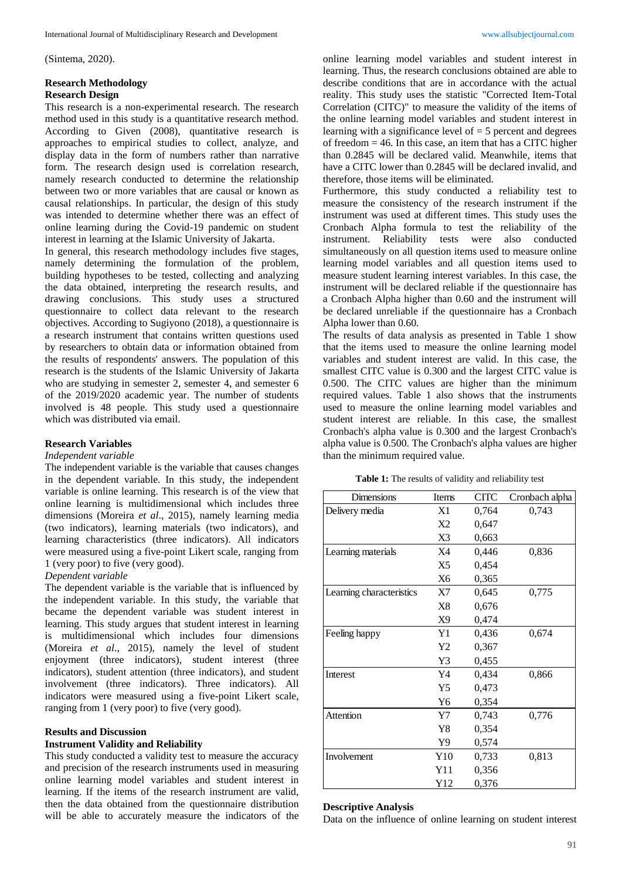(Sintema, 2020).

## Research Methodology

### Research Design

This research is a non-experimental research. The research method used in this study is a quantitative research method. According to Given (2008), quantitative research is approaches to empirical studies to collect, analyze, and display data in the form of numbers rather than narrative form. The research design used is correlation research, namely research conducted to determine the relationship between two or more variables that are causal or known as causal relationships. In particular, the design of this study was intended to determine whether there was an effect of online learning during the Covid-19 pandemic on student interest in learning at the Islamic University of Jakarta.

In general, this research methodology includes five stages, namely determining the formulation of the problem, building hypotheses to be tested, collecting and analyzing the data obtained, interpreting the research results, and drawing conclusions. This study uses a structured questionnaire to collect data relevant to the research objectives. According to Sugiyono (2018), a questionnaire is a research instrument that contains written questions used by researchers to obtain data or information obtained from the results of respondents' answers. The population of this research is the students of the Islamic University of Jakarta who are studying in semester 2, semester 4, and semester 6 of the 2019/2020 academic year. The number of students involved is 48 people. This study used a questionnaire which was distributed via email.

### Research Variables

*Independent variable*

The independent variable is the variable that causes changes in the dependent variable. In this study, the independent variable is online learning. This research is of the view that online learning is multidimensional which includes three dimensions (Moreira *et al*., 2015), namely learning media (two indicators), learning materials (two indicators), and learning characteristics (three indicators). All indicators were measured using a five-point Likert scale, ranging from 1 (very poor) to five (very good).

*Dependent variable*

The dependent variable is the variable that is influenced by the independent variable. In this study, the variable that became the dependent variable was student interest in learning. This study argues that student interest in learning is multidimensional which includes four dimensions (Moreira *et al*., 2015), namely the level of student enjoyment (three indicators), student interest (three indicators), student attention (three indicators), and student involvement (three indicators). Three indicators). All indicators were measured using a five-point Likert scale, ranging from 1 (very poor) to five (very good).

## Results and Discussion

### Instrument Validity and Reliability

This study conducted a validity test to measure the accuracy and precision of the research instruments used in measuring online learning model variables and student interest in learning. If the items of the research instrument are valid, then the data obtained from the questionnaire distribution will be able to accurately measure the indicators of the online learning model variables and student interest in learning. Thus, the research conclusions obtained are able to describe conditions that are in accordance with the actual reality. This study uses the statistic "Corrected Item-Total Correlation (CITC)" to measure the validity of the items of the online learning model variables and student interest in learning with a significance level of = 5 percent and degrees of freedom = 46. In this case, an item that has a CITC higher than 0.2845 will be declared valid. Meanwhile, items that have a CITC lower than 0.2845 will be declared invalid, and therefore, those items will be eliminated.

Furthermore, this study conducted a reliability test to measure the consistency of the research instrument if the instrument was used at different times. This study uses the Cronbach Alpha formula to test the reliability of the instrument. Reliability tests were also conducted simultaneously on all question items used to measure online learning model variables and all question items used to measure student learning interest variables. In this case, the instrument will be declared reliable if the questionnaire has a Cronbach Alpha higher than 0.60 and the instrument will be declared unreliable if the questionnaire has a Cronbach Alpha lower than 0.60.

The results of data analysis as presented in Table 1 show that the items used to measure the online learning model variables and student interest are valid. In this case, the smallest CITC value is 0.300 and the largest CITC value is 0.500. The CITC values are higher than the minimum required values. Table 1 also shows that the instruments used to measure the online learning model variables and student interest are reliable. In this case, the smallest Cronbach's alpha value is 0.300 and the largest Cronbach's alpha value is 0.500. The Cronbach's alpha values are higher than the minimum required value.

**Table 1:** The results of validity and reliability test

| Dimensions | Items | CITC | Cronbach alpha |
|---|---|---|---|
| Delivery media | X1 | 0,764 | 0,743 |
| | X2 | 0,647 | |
| | X3 | 0,663 | |
| Learning materials | X4 | 0,446 | 0,836 |
| | X5 | 0,454 | |
| | X6 | 0,365 | |
| Learning characteristics | X7 | 0,645 | 0,775 |
| | X8 | 0,676 | |
| | X9 | 0,474 | |
| Feeling happy | Y1 | 0,436 | 0,674 |
| | Y2 | 0,367 | |
| | Y3 | 0,455 | |
| Interest | Y4 | 0,434 | 0,866 |
| | Y5 | 0,473 | |
| | Y6 | 0,354 | |
| Attention | Y7 | 0,743 | 0,776 |
| | Y8 | 0,354 | |
| | Y9 | 0,574 | |
| Involvement | Y10 | 0,733 | 0,813 |
| | Y11 | 0,356 | |
| | Y12 | 0,376 | |

### Descriptive Analysis

Data on the influence of online learning on student interest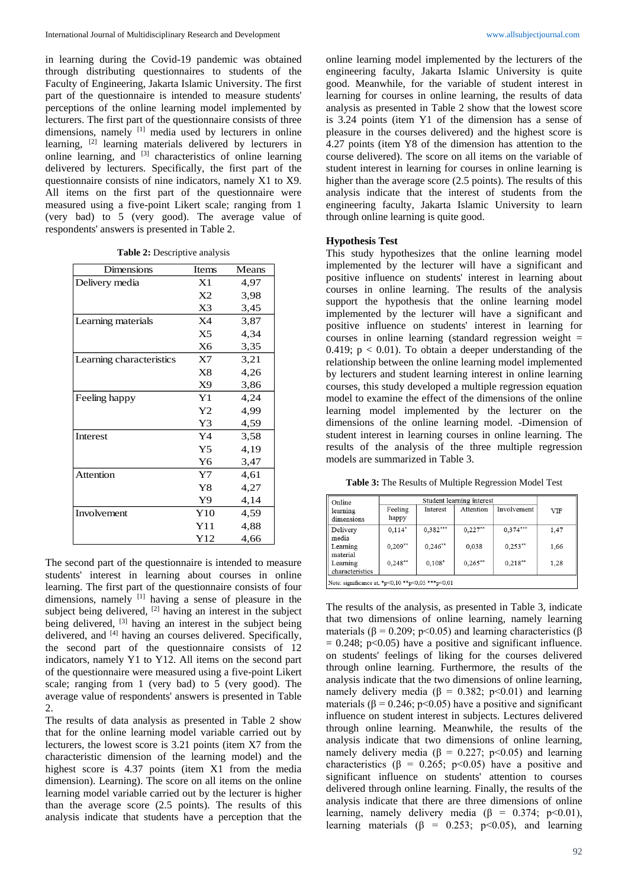in learning during the Covid-19 pandemic was obtained through distributing questionnaires to students of the Faculty of Engineering, Jakarta Islamic University. The first part of the questionnaire is intended to measure students' perceptions of the online learning model implemented by lecturers. The first part of the questionnaire consists of three dimensions, namely [1] media used by lecturers in online learning, [2] learning materials delivered by lecturers in online learning, and [3] characteristics of online learning delivered by lecturers. Specifically, the first part of the questionnaire consists of nine indicators, namely X1 to X9. All items on the first part of the questionnaire were measured using a five-point Likert scale; ranging from 1 (very bad) to 5 (very good). The average value of respondents' answers is presented in Table 2.

**Table 2:** Descriptive analysis

| Dimensions | Items | Means |
|---|---|---|
| Delivery media | X1 | 4,97 |
| | X2 | 3,98 |
| | X3 | 3,45 |
| Learning materials | X4 | 3,87 |
| | X5 | 4,34 |
| | X6 | 3,35 |
| Learning characteristics | X7 | 3,21 |
| | X8 | 4,26 |
| | X9 | 3,86 |
| Feeling happy | Y1 | 4,24 |
| | Y2 | 4,99 |
| | Y3 | 4,59 |
| Interest | Y4 | 3,58 |
| | Y5 | 4,19 |
| | Y6 | 3,47 |
| Attention | Y7 | 4,61 |
| | Y8 | 4,27 |
| | Y9 | 4,14 |
| Involvement | Y10 | 4,59 |
| | Y11 | 4,88 |
| | Y12 | 4,66 |

The second part of the questionnaire is intended to measure students' interest in learning about courses in online learning. The first part of the questionnaire consists of four dimensions, namely [1] having a sense of pleasure in the subject being delivered, [2] having an interest in the subject being delivered, [3] having an interest in the subject being delivered, and [4] having an courses delivered. Specifically, the second part of the questionnaire consists of 12 indicators, namely Y1 to Y12. All items on the second part of the questionnaire were measured using a five-point Likert scale; ranging from 1 (very bad) to 5 (very good). The average value of respondents' answers is presented in Table 2.

The results of data analysis as presented in Table 2 show that for the online learning model variable carried out by lecturers, the lowest score is 3.21 points (item X7 from the characteristic dimension of the learning model) and the highest score is 4.37 points (item X1 from the media dimension). Learning). The score on all items on the online learning model variable carried out by the lecturer is higher than the average score (2.5 points). The results of this analysis indicate that students have a perception that the online learning model implemented by the lecturers of the engineering faculty, Jakarta Islamic University is quite good. Meanwhile, for the variable of student interest in learning for courses in online learning, the results of data analysis as presented in Table 2 show that the lowest score is 3.24 points (item Y1 of the dimension has a sense of pleasure in the courses delivered) and the highest score is 4.27 points (item Y8 of the dimension has attention to the course delivered). The score on all items on the variable of student interest in learning for courses in online learning is higher than the average score (2.5 points). The results of this analysis indicate that the interest of students from the engineering faculty, Jakarta Islamic University to learn through online learning is quite good.

### Hypothesis Test

This study hypothesizes that the online learning model implemented by the lecturer will have a significant and positive influence on students' interest in learning about courses in online learning. The results of the analysis support the hypothesis that the online learning model implemented by the lecturer will have a significant and positive influence on students' interest in learning for courses in online learning (standard regression weight = 0.419; $p < 0.01$). To obtain a deeper understanding of the relationship between the online learning model implemented by lecturers and student learning interest in online learning courses, this study developed a multiple regression equation model to examine the effect of the dimensions of the online learning model implemented by the lecturer on the dimensions of the online learning model. -Dimension of student interest in learning courses in online learning. The results of the analysis of the three multiple regression models are summarized in Table 3.

**Table 3:** The Results of Multiple Regression Model Test

| Online learning dimensions | Student learning interest | | | | VIF |
|---|---|---|---|---|---|
| | Feeling happy | Interest | Attention | Involvement | |
| Delivery media | 0,114* | 0,382*** | 0,227** | 0,374*** | 1,47 |
| Learning material | 0,209** | 0,246** | 0,038 | 0,253** | 1,66 |
| Learning characteristics | 0,248** | 0,108* | 0,265** | 0,218** | 1,28 |

Note: significance at, *p<0,10 **p<0,05 ***p<0,01

The results of the analysis, as presented in Table 3, indicate that two dimensions of online learning, namely learning materials (β = 0.209; $p<0.05$) and learning characteristics (β = 0.248; $p<0.05$) have a positive and significant influence. on students' feelings of liking for the courses delivered through online learning. Furthermore, the results of the analysis indicate that the two dimensions of online learning, namely delivery media (β = 0.382; $p<0.01$) and learning materials (β = 0.246; $p<0.05$) have a positive and significant influence on student interest in subjects. Lectures delivered through online learning. Meanwhile, the results of the analysis indicate that two dimensions of online learning, namely delivery media (β = 0.227; $p<0.05$) and learning characteristics (β = 0.265; $p<0.05$) have a positive and significant influence on students' attention to courses delivered through online learning. Finally, the results of the analysis indicate that there are three dimensions of online learning, namely delivery media (β = 0.374; $p<0.01$), learning materials (β = 0.253; $p<0.05$), and learning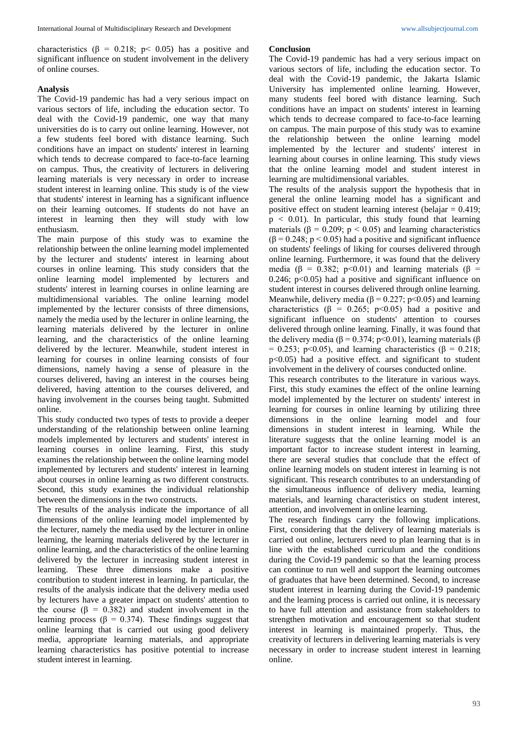characteristics ($\beta = 0.218$; $p < 0.05$) has a positive and significant influence on student involvement in the delivery of online courses.

## Analysis

The Covid-19 pandemic has had a very serious impact on various sectors of life, including the education sector. To deal with the Covid-19 pandemic, one way that many universities do is to carry out online learning. However, not a few students feel bored with distance learning. Such conditions have an impact on students' interest in learning which tends to decrease compared to face-to-face learning on campus. Thus, the creativity of lecturers in delivering learning materials is very necessary in order to increase student interest in learning online. This study is of the view that students' interest in learning has a significant influence on their learning outcomes. If students do not have an interest in learning then they will study with low enthusiasm.

The main purpose of this study was to examine the relationship between the online learning model implemented by the lecturer and students' interest in learning about courses in online learning. This study considers that the online learning model implemented by lecturers and students' interest in learning courses in online learning are multidimensional variables. The online learning model implemented by the lecturer consists of three dimensions, namely the media used by the lecturer in online learning, the learning materials delivered by the lecturer in online learning, and the characteristics of the online learning delivered by the lecturer. Meanwhile, student interest in learning for courses in online learning consists of four dimensions, namely having a sense of pleasure in the courses delivered, having an interest in the courses being delivered, having attention to the courses delivered, and having involvement in the courses being taught. Submitted online.

This study conducted two types of tests to provide a deeper understanding of the relationship between online learning models implemented by lecturers and students' interest in learning courses in online learning. First, this study examines the relationship between the online learning model implemented by lecturers and students' interest in learning about courses in online learning as two different constructs. Second, this study examines the individual relationship between the dimensions in the two constructs.

The results of the analysis indicate the importance of all dimensions of the online learning model implemented by the lecturer, namely the media used by the lecturer in online learning, the learning materials delivered by the lecturer in online learning, and the characteristics of the online learning delivered by the lecturer in increasing student interest in learning. These three dimensions make a positive contribution to student interest in learning. In particular, the results of the analysis indicate that the delivery media used by lecturers have a greater impact on students' attention to the course ($\beta = 0.382$) and student involvement in the learning process ($\beta = 0.374$). These findings suggest that online learning that is carried out using good delivery media, appropriate learning materials, and appropriate learning characteristics has positive potential to increase student interest in learning.

## Conclusion

The Covid-19 pandemic has had a very serious impact on various sectors of life, including the education sector. To deal with the Covid-19 pandemic, the Jakarta Islamic University has implemented online learning. However, many students feel bored with distance learning. Such conditions have an impact on students' interest in learning which tends to decrease compared to face-to-face learning on campus. The main purpose of this study was to examine the relationship between the online learning model implemented by the lecturer and students' interest in learning about courses in online learning. This study views that the online learning model and student interest in learning are multidimensional variables.

The results of the analysis support the hypothesis that in general the online learning model has a significant and positive effect on student learning interest (belajar = 0.419; $p < 0.01$). In particular, this study found that learning materials ($\beta = 0.209$; $p < 0.05$) and learning characteristics ($\beta = 0.248$; $p < 0.05$) had a positive and significant influence on students' feelings of liking for courses delivered through online learning. Furthermore, it was found that the delivery media ($\beta = 0.382$; $p<0.01$) and learning materials ($\beta = 0.246$; $p<0.05$) had a positive and significant influence on student interest in courses delivered through online learning. Meanwhile, delivery media ($\beta = 0.227$; $p<0.05$) and learning characteristics ($\beta = 0.265$; $p<0.05$) had a positive and significant influence on students' attention to courses delivered through online learning. Finally, it was found that the delivery media ($\beta = 0.374$; $p<0.01$), learning materials ($\beta = 0.253$; $p<0.05$), and learning characteristics ($\beta = 0.218$; $p<0.05$) had a positive effect. and significant to student involvement in the delivery of courses conducted online.

This research contributes to the literature in various ways. First, this study examines the effect of the online learning model implemented by the lecturer on students' interest in learning for courses in online learning by utilizing three dimensions in the online learning model and four dimensions in student interest in learning. While the literature suggests that the online learning model is an important factor to increase student interest in learning, there are several studies that conclude that the effect of online learning models on student interest in learning is not significant. This research contributes to an understanding of the simultaneous influence of delivery media, learning materials, and learning characteristics on student interest, attention, and involvement in online learning.

The research findings carry the following implications. First, considering that the delivery of learning materials is carried out online, lecturers need to plan learning that is in line with the established curriculum and the conditions during the Covid-19 pandemic so that the learning process can continue to run well and support the learning outcomes of graduates that have been determined. Second, to increase student interest in learning during the Covid-19 pandemic and the learning process is carried out online, it is necessary to have full attention and assistance from stakeholders to strengthen motivation and encouragement so that student interest in learning is maintained properly. Thus, the creativity of lecturers in delivering learning materials is very necessary in order to increase student interest in learning online.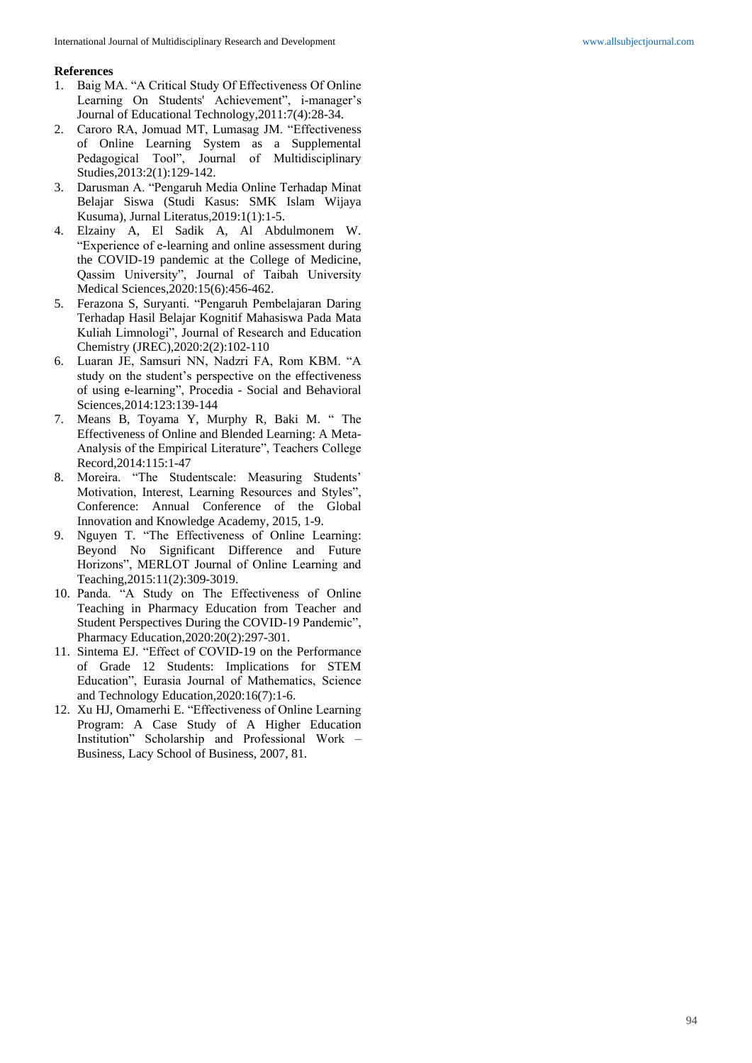**References**

1. Baig MA. "A Critical Study Of Effectiveness Of Online Learning On Students' Achievement", i-manager's Journal of Educational Technology,2011:7(4):28-34.
2. Caroro RA, Jomuad MT, Lumasag JM. "Effectiveness of Online Learning System as a Supplemental Pedagogical Tool", Journal of Multidisciplinary Studies,2013:2(1):129-142.
3. Darusman A. "Pengaruh Media Online Terhadap Minat Belajar Siswa (Studi Kasus: SMK Islam Wijaya Kusuma), Jurnal Literatus,2019:1(1):1-5.
4. Elzainy A, El Sadik A, Al Abdulmonem W. "Experience of e-learning and online assessment during the COVID-19 pandemic at the College of Medicine, Qassim University", Journal of Taibah University Medical Sciences,2020:15(6):456-462.
5. Ferazona S, Suryanti. "Pengaruh Pembelajaran Daring Terhadap Hasil Belajar Kognitif Mahasiswa Pada Mata Kuliah Limnologi", Journal of Research and Education Chemistry (JREC),2020:2(2):102-110
6. Luaran JE, Samsuri NN, Nadzri FA, Rom KBM. "A study on the student's perspective on the effectiveness of using e-learning", Procedia - Social and Behavioral Sciences,2014:123:139-144
7. Means B, Toyama Y, Murphy R, Baki M. " The Effectiveness of Online and Blended Learning: A Meta-Analysis of the Empirical Literature", Teachers College Record,2014:115:1-47
8. Moreira. "The Studentscale: Measuring Students' Motivation, Interest, Learning Resources and Styles", Conference: Annual Conference of the Global Innovation and Knowledge Academy, 2015, 1-9.
9. Nguyen T. "The Effectiveness of Online Learning: Beyond No Significant Difference and Future Horizons", MERLOT Journal of Online Learning and Teaching,2015:11(2):309-3019.
10. Panda. "A Study on The Effectiveness of Online Teaching in Pharmacy Education from Teacher and Student Perspectives During the COVID-19 Pandemic", Pharmacy Education,2020:20(2):297-301.
11. Sintema EJ. "Effect of COVID-19 on the Performance of Grade 12 Students: Implications for STEM Education", Eurasia Journal of Mathematics, Science and Technology Education,2020:16(7):1-6.
12. Xu HJ, Omamerhi E. "Effectiveness of Online Learning Program: A Case Study of A Higher Education Institution" Scholarship and Professional Work – Business, Lacy School of Business, 2007, 81.